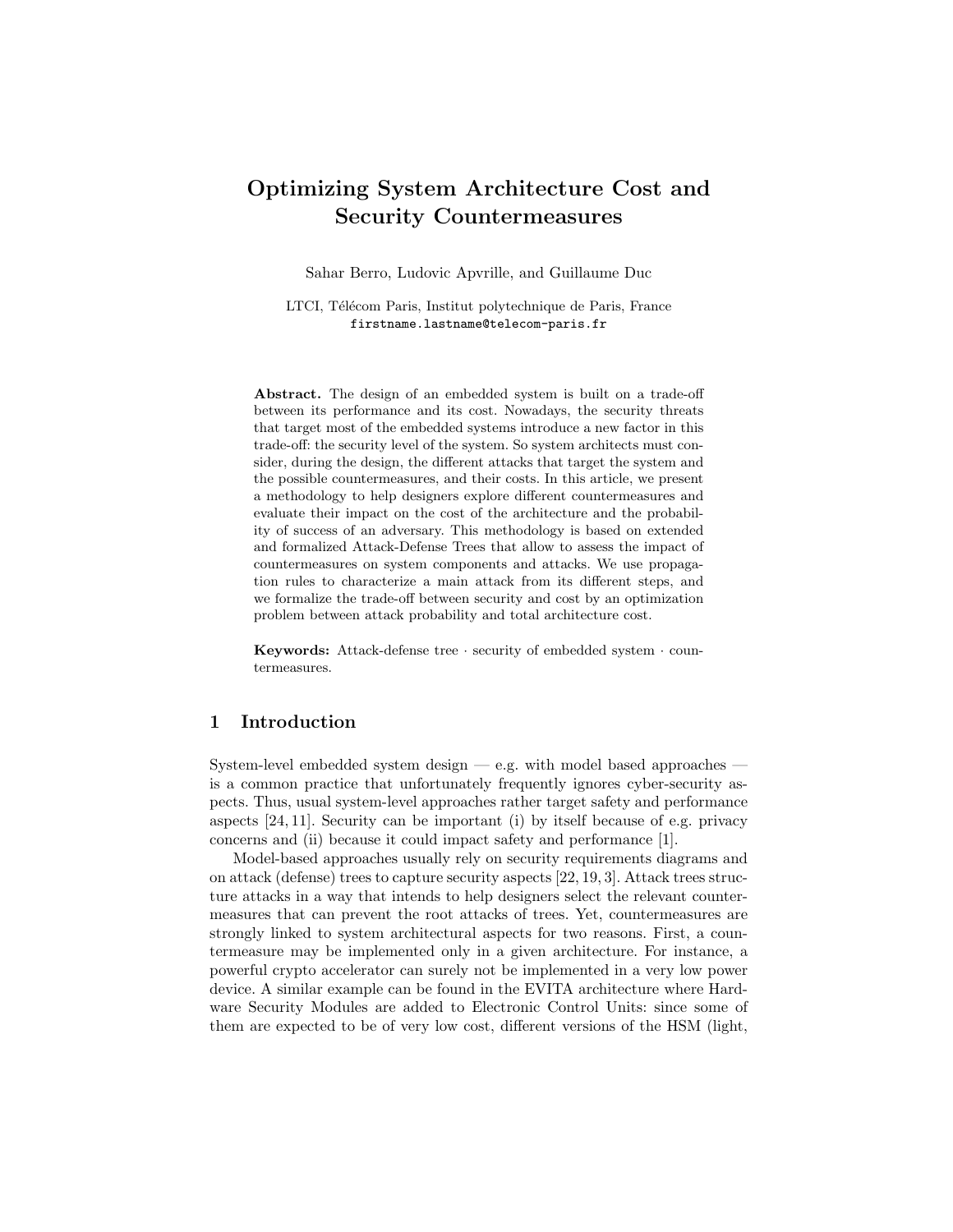# Optimizing System Architecture Cost and Security Countermeasures

Sahar Berro, Ludovic Apvrille, and Guillaume Duc

LTCI, Télécom Paris, Institut polytechnique de Paris, France
firstname.lastname@telecom-paris.fr

**Abstract.** The design of an embedded system is built on a trade-off between its performance and its cost. Nowadays, the security threats that target most of the embedded systems introduce a new factor in this trade-off: the security level of the system. So system architects must consider, during the design, the different attacks that target the system and the possible countermeasures, and their costs. In this article, we present a methodology to help designers explore different countermeasures and evaluate their impact on the cost of the architecture and the probability of success of an adversary. This methodology is based on extended and formalized Attack-Defense Trees that allow to assess the impact of countermeasures on system components and attacks. We use propagation rules to characterize a main attack from its different steps, and we formalize the trade-off between security and cost by an optimization problem between attack probability and total architecture cost.

**Keywords:** Attack-defense tree · security of embedded system · countermeasures.

## 1 Introduction

System-level embedded system design — e.g. with model based approaches — is a common practice that unfortunately frequently ignores cyber-security aspects. Thus, usual system-level approaches rather target safety and performance aspects [24, 11]. Security can be important (i) by itself because of e.g. privacy concerns and (ii) because it could impact safety and performance [1].

Model-based approaches usually rely on security requirements diagrams and on attack (defense) trees to capture security aspects [22, 19, 3]. Attack trees structure attacks in a way that intends to help designers select the relevant countermeasures that can prevent the root attacks of trees. Yet, countermeasures are strongly linked to system architectural aspects for two reasons. First, a countermeasure may be implemented only in a given architecture. For instance, a powerful crypto accelerator can surely not be implemented in a very low power device. A similar example can be found in the EVITA architecture where Hardware Security Modules are added to Electronic Control Units: since some of them are expected to be of very low cost, different versions of the HSM (light,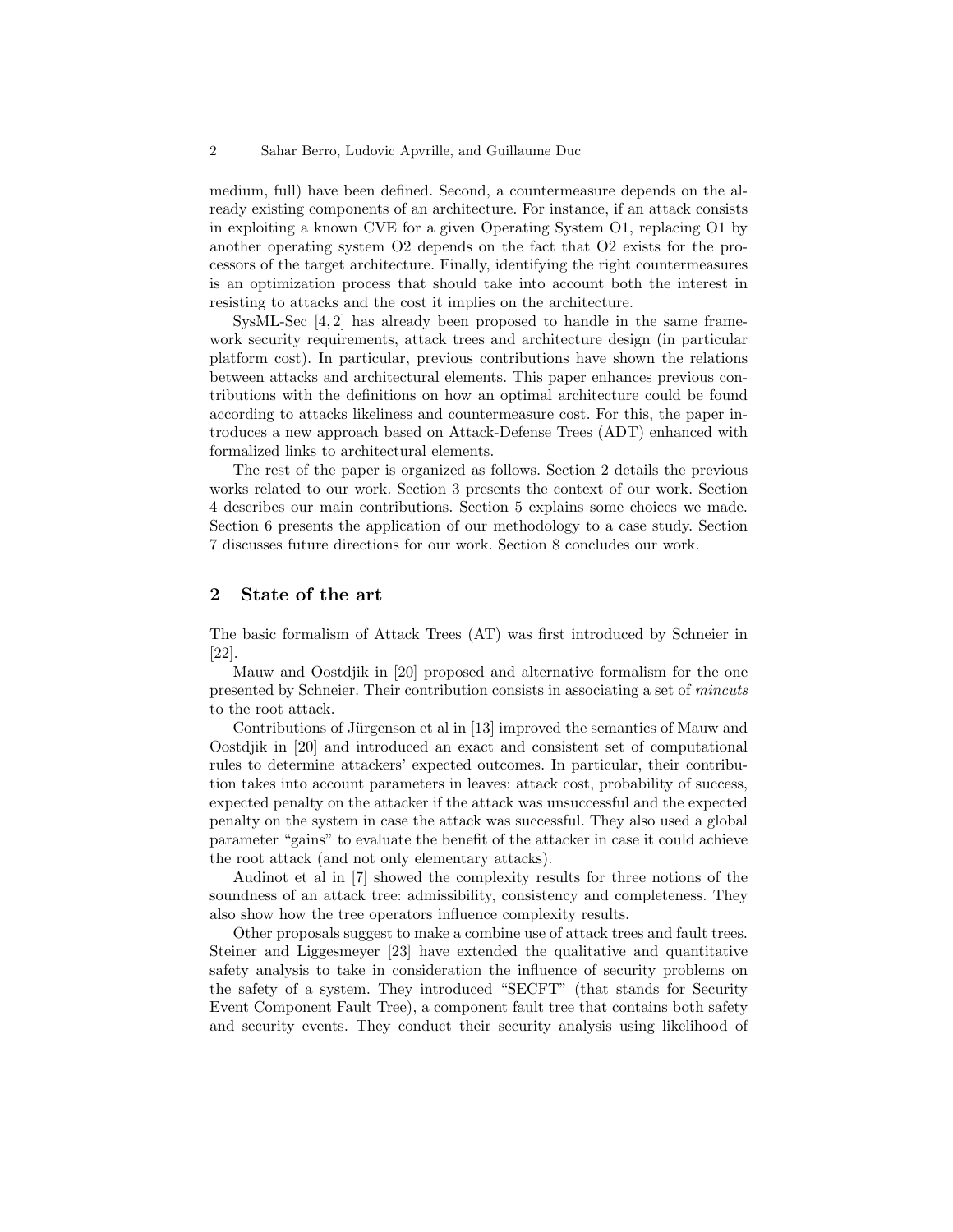medium, full) have been defined. Second, a countermeasure depends on the already existing components of an architecture. For instance, if an attack consists in exploiting a known CVE for a given Operating System O1, replacing O1 by another operating system O2 depends on the fact that O2 exists for the processors of the target architecture. Finally, identifying the right countermeasures is an optimization process that should take into account both the interest in resisting to attacks and the cost it implies on the architecture.

SysML-Sec [4, 2] has already been proposed to handle in the same framework security requirements, attack trees and architecture design (in particular platform cost). In particular, previous contributions have shown the relations between attacks and architectural elements. This paper enhances previous contributions with the definitions on how an optimal architecture could be found according to attacks likeliness and countermeasure cost. For this, the paper introduces a new approach based on Attack-Defense Trees (ADT) enhanced with formalized links to architectural elements.

The rest of the paper is organized as follows. Section 2 details the previous works related to our work. Section 3 presents the context of our work. Section 4 describes our main contributions. Section 5 explains some choices we made. Section 6 presents the application of our methodology to a case study. Section 7 discusses future directions for our work. Section 8 concludes our work.

## 2 State of the art

The basic formalism of Attack Trees (AT) was first introduced by Schneier in [22].

Mauw and Oostdjik in [20] proposed and alternative formalism for the one presented by Schneier. Their contribution consists in associating a set of *mincuts* to the root attack.

Contributions of Jürgenson et al in [13] improved the semantics of Mauw and Oostdjik in [20] and introduced an exact and consistent set of computational rules to determine attackers' expected outcomes. In particular, their contribution takes into account parameters in leaves: attack cost, probability of success, expected penalty on the attacker if the attack was unsuccessful and the expected penalty on the system in case the attack was successful. They also used a global parameter "gains" to evaluate the benefit of the attacker in case it could achieve the root attack (and not only elementary attacks).

Audinot et al in [7] showed the complexity results for three notions of the soundness of an attack tree: admissibility, consistency and completeness. They also show how the tree operators influence complexity results.

Other proposals suggest to make a combine use of attack trees and fault trees. Steiner and Liggesmeyer [23] have extended the qualitative and quantitative safety analysis to take in consideration the influence of security problems on the safety of a system. They introduced "SECFT" (that stands for Security Event Component Fault Tree), a component fault tree that contains both safety and security events. They conduct their security analysis using likelihood of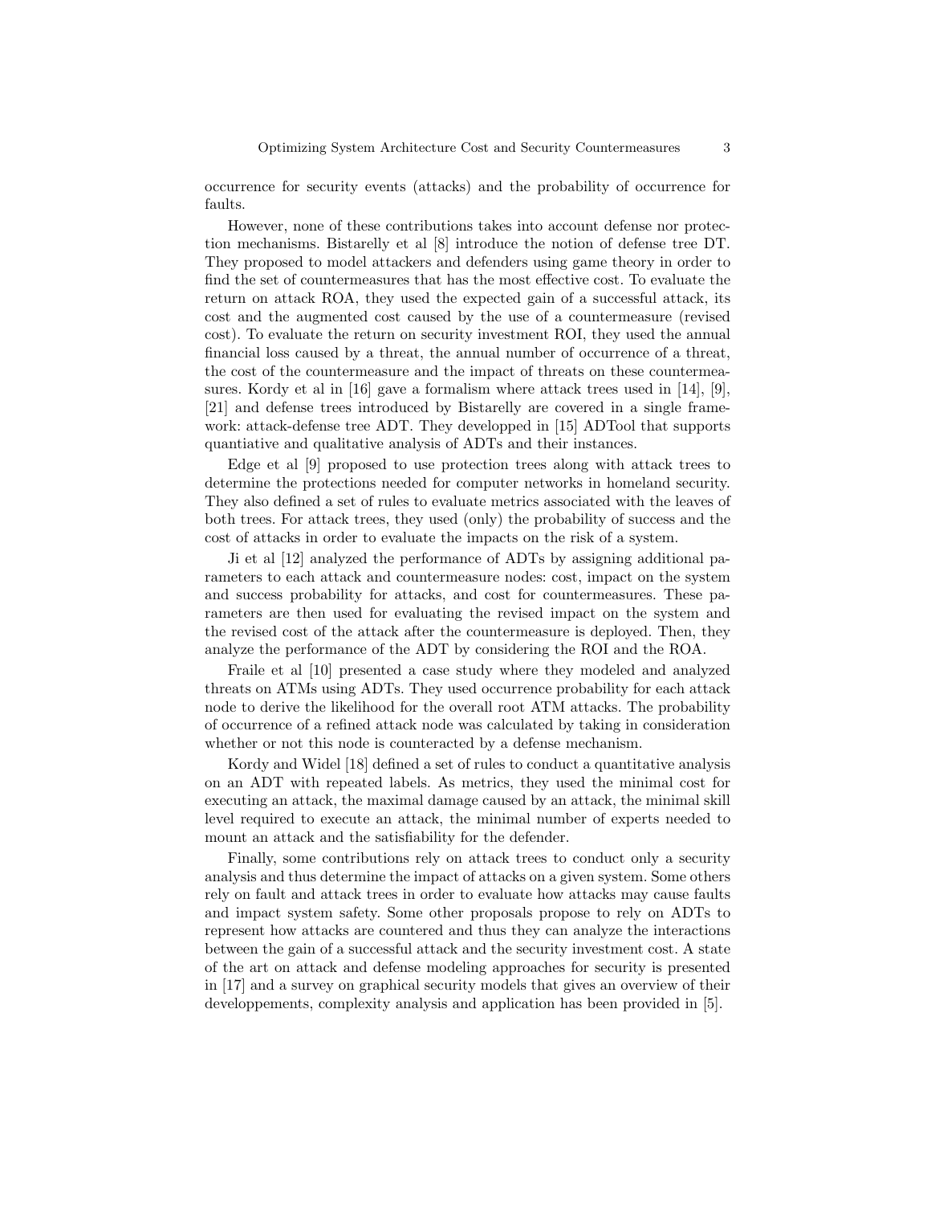occurrence for security events (attacks) and the probability of occurrence for faults.

However, none of these contributions takes into account defense nor protection mechanisms. Bistarelly et al [8] introduce the notion of defense tree DT. They proposed to model attackers and defenders using game theory in order to find the set of countermeasures that has the most effective cost. To evaluate the return on attack ROA, they used the expected gain of a successful attack, its cost and the augmented cost caused by the use of a countermeasure (revised cost). To evaluate the return on security investment ROI, they used the annual financial loss caused by a threat, the annual number of occurrence of a threat, the cost of the countermeasure and the impact of threats on these countermeasures. Kordy et al in [16] gave a formalism where attack trees used in [14], [9], [21] and defense trees introduced by Bistarelly are covered in a single framework: attack-defense tree ADT. They developped in [15] ADTool that supports quantiative and qualitative analysis of ADTs and their instances.

Edge et al [9] proposed to use protection trees along with attack trees to determine the protections needed for computer networks in homeland security. They also defined a set of rules to evaluate metrics associated with the leaves of both trees. For attack trees, they used (only) the probability of success and the cost of attacks in order to evaluate the impacts on the risk of a system.

Ji et al [12] analyzed the performance of ADTs by assigning additional parameters to each attack and countermeasure nodes: cost, impact on the system and success probability for attacks, and cost for countermeasures. These parameters are then used for evaluating the revised impact on the system and the revised cost of the attack after the countermeasure is deployed. Then, they analyze the performance of the ADT by considering the ROI and the ROA.

Fraile et al [10] presented a case study where they modeled and analyzed threats on ATMs using ADTs. They used occurrence probability for each attack node to derive the likelihood for the overall root ATM attacks. The probability of occurrence of a refined attack node was calculated by taking in consideration whether or not this node is counteracted by a defense mechanism.

Kordy and Widel [18] defined a set of rules to conduct a quantitative analysis on an ADT with repeated labels. As metrics, they used the minimal cost for executing an attack, the maximal damage caused by an attack, the minimal skill level required to execute an attack, the minimal number of experts needed to mount an attack and the satisfiability for the defender.

Finally, some contributions rely on attack trees to conduct only a security analysis and thus determine the impact of attacks on a given system. Some others rely on fault and attack trees in order to evaluate how attacks may cause faults and impact system safety. Some other proposals propose to rely on ADTs to represent how attacks are countered and thus they can analyze the interactions between the gain of a successful attack and the security investment cost. A state of the art on attack and defense modeling approaches for security is presented in [17] and a survey on graphical security models that gives an overview of their developpements, complexity analysis and application has been provided in [5].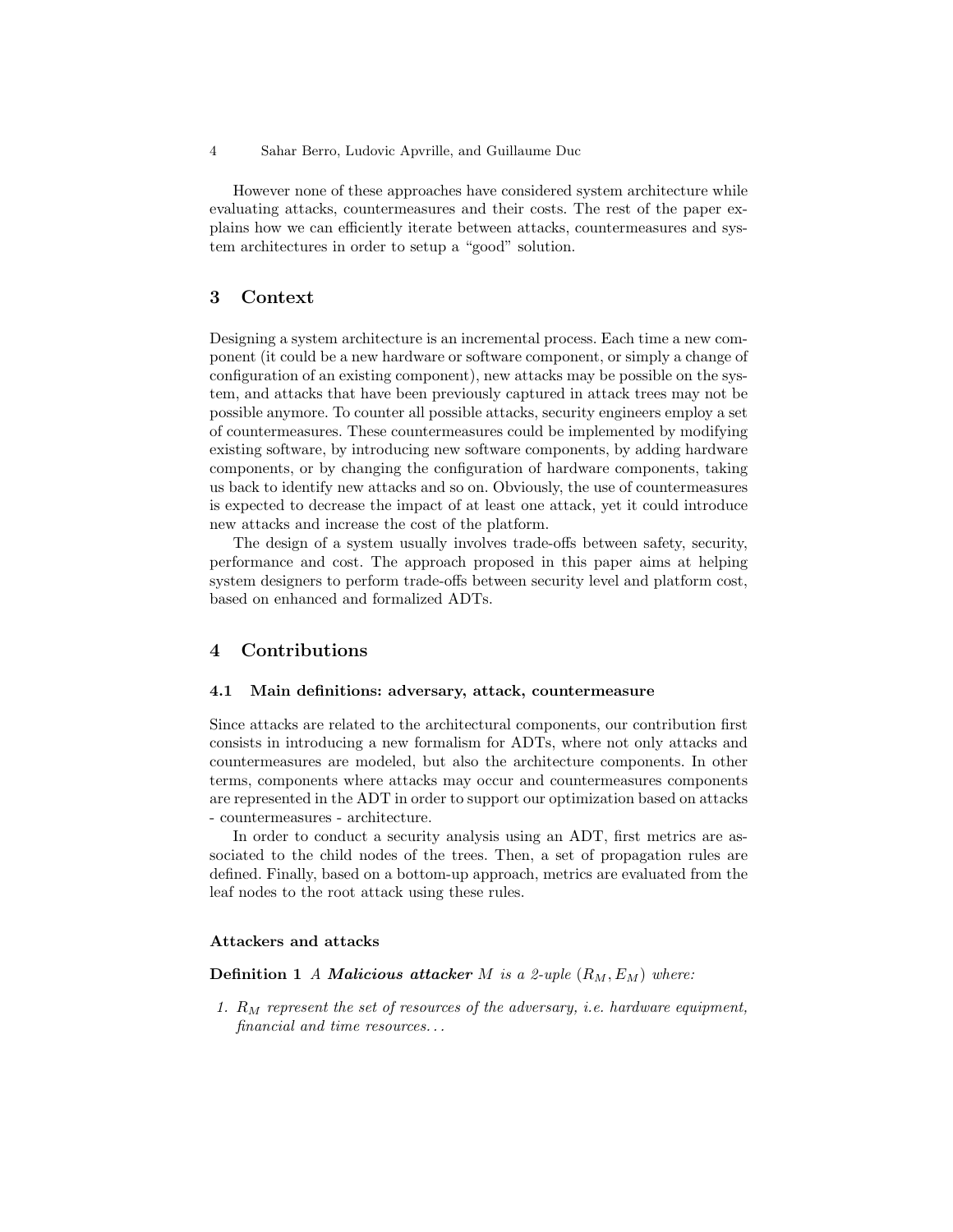However none of these approaches have considered system architecture while evaluating attacks, countermeasures and their costs. The rest of the paper explains how we can efficiently iterate between attacks, countermeasures and system architectures in order to setup a "good" solution.

## 3 Context

Designing a system architecture is an incremental process. Each time a new component (it could be a new hardware or software component, or simply a change of configuration of an existing component), new attacks may be possible on the system, and attacks that have been previously captured in attack trees may not be possible anymore. To counter all possible attacks, security engineers employ a set of countermeasures. These countermeasures could be implemented by modifying existing software, by introducing new software components, by adding hardware components, or by changing the configuration of hardware components, taking us back to identify new attacks and so on. Obviously, the use of countermeasures is expected to decrease the impact of at least one attack, yet it could introduce new attacks and increase the cost of the platform.

The design of a system usually involves trade-offs between safety, security, performance and cost. The approach proposed in this paper aims at helping system designers to perform trade-offs between security level and platform cost, based on enhanced and formalized ADTs.

## 4 Contributions

### 4.1 Main definitions: adversary, attack, countermeasure

Since attacks are related to the architectural components, our contribution first consists in introducing a new formalism for ADTs, where not only attacks and countermeasures are modeled, but also the architecture components. In other terms, components where attacks may occur and countermeasures components are represented in the ADT in order to support our optimization based on attacks - countermeasures - architecture.

In order to conduct a security analysis using an ADT, first metrics are associated to the child nodes of the trees. Then, a set of propagation rules are defined. Finally, based on a bottom-up approach, metrics are evaluated from the leaf nodes to the root attack using these rules.

#### Attackers and attacks

**Definition 1** *A **Malicious attacker** $M$ is a 2-uple $(R_M, E_M)$ where:*

1. *$R_M$ represent the set of resources of the adversary, i.e. hardware equipment, financial and time resources...*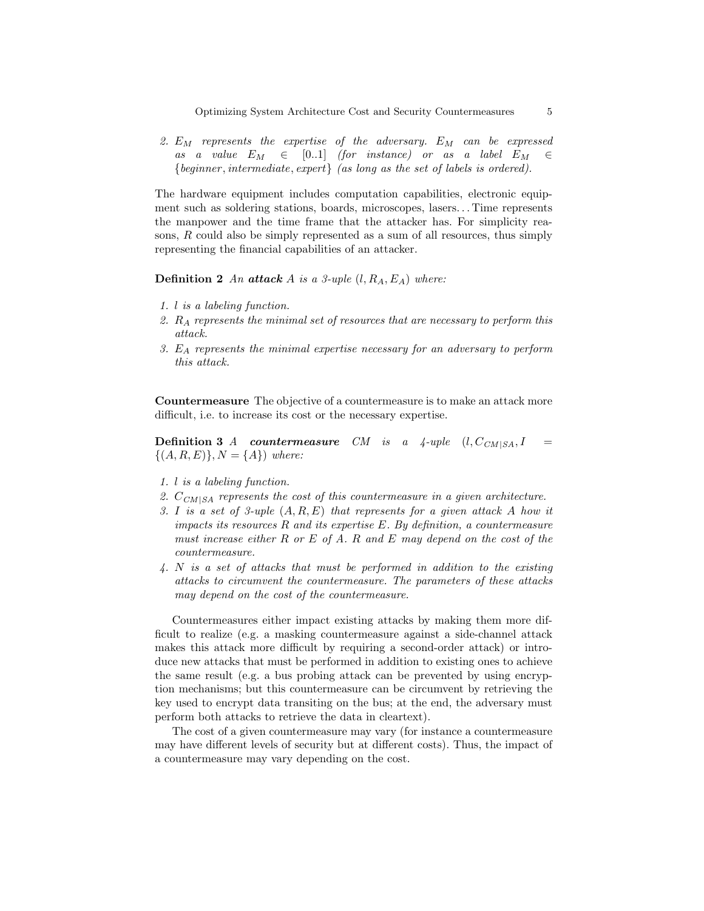2. *$E_M$ represents the expertise of the adversary. $E_M$ can be expressed as a value $E_M \in [0..1]$ (for instance) or as a label $E_M \in \{beginner, intermediate, expert\}$ (as long as the set of labels is ordered).*

The hardware equipment includes computation capabilities, electronic equipment such as soldering stations, boards, microscopes, lasers... Time represents the manpower and the time frame that the attacker has. For simplicity reasons, $R$ could also be simply represented as a sum of all resources, thus simply representing the financial capabilities of an attacker.

**Definition 2** *An* ***attack*** *$A$ is a 3-uple $(l, R_A, E_A)$ where:*

1. *$l$ is a labeling function.*
2. *$R_A$ represents the minimal set of resources that are necessary to perform this attack.*
3. *$E_A$ represents the minimal expertise necessary for an adversary to perform this attack.*

**Countermeasure** The objective of a countermeasure is to make an attack more difficult, i.e. to increase its cost or the necessary expertise.

**Definition 3** *A* ***countermeasure*** *$CM$ is a 4-uple $(l, C_{CM|SA}, I = \{(A, R, E)\}, N = \{A\})$ where:*

1. *$l$ is a labeling function.*
2. *$C_{CM|SA}$ represents the cost of this countermeasure in a given architecture.*
3. *$I$ is a set of 3-uple $(A, R, E)$ that represents for a given attack $A$ how it impacts its resources $R$ and its expertise $E$. By definition, a countermeasure must increase either $R$ or $E$ of $A$. $R$ and $E$ may depend on the cost of the countermeasure.*
4. *$N$ is a set of attacks that must be performed in addition to the existing attacks to circumvent the countermeasure. The parameters of these attacks may depend on the cost of the countermeasure.*

Countermeasures either impact existing attacks by making them more difficult to realize (e.g. a masking countermeasure against a side-channel attack makes this attack more difficult by requiring a second-order attack) or introduce new attacks that must be performed in addition to existing ones to achieve the same result (e.g. a bus probing attack can be prevented by using encryption mechanisms; but this countermeasure can be circumvent by retrieving the key used to encrypt data transiting on the bus; at the end, the adversary must perform both attacks to retrieve the data in cleartext).

The cost of a given countermeasure may vary (for instance a countermeasure may have different levels of security but at different costs). Thus, the impact of a countermeasure may vary depending on the cost.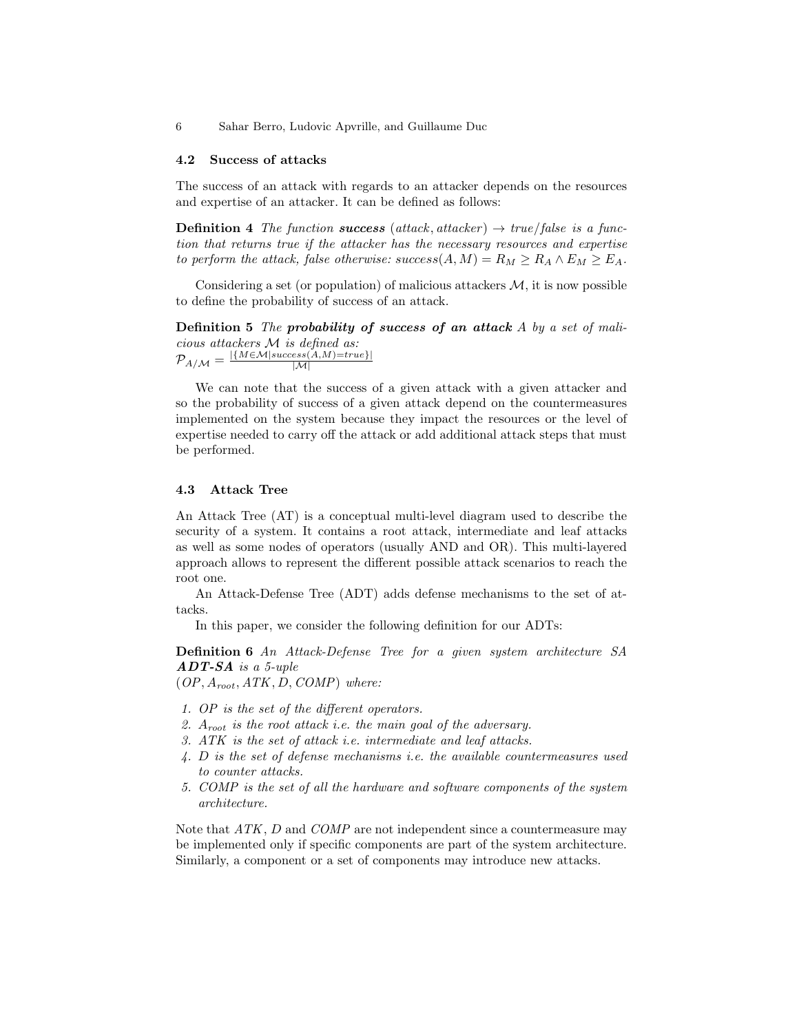### 4.2 Success of attacks

The success of an attack with regards to an attacker depends on the resources and expertise of an attacker. It can be defined as follows:

**Definition 4** *The function* ***success*** *(attack, attacker) → true/false is a function that returns true if the attacker has the necessary resources and expertise to perform the attack, false otherwise:* $success(A, M) = R_M \geq R_A \wedge E_M \geq E_A$.

Considering a set (or population) of malicious attackers $\mathcal{M}$, it is now possible to define the probability of success of an attack.

**Definition 5** *The* ***probability of success of an attack*** *A by a set of malicious attackers* $\mathcal{M}$ *is defined as:*
$\mathcal{P}_{A/\mathcal{M}} = \frac{|\{M \in \mathcal{M} | success(A,M)=true\}|}{|\mathcal{M}|}$

We can note that the success of a given attack with a given attacker and so the probability of success of a given attack depend on the countermeasures implemented on the system because they impact the resources or the level of expertise needed to carry off the attack or add additional attack steps that must be performed.

### 4.3 Attack Tree

An Attack Tree (AT) is a conceptual multi-level diagram used to describe the security of a system. It contains a root attack, intermediate and leaf attacks as well as some nodes of operators (usually AND and OR). This multi-layered approach allows to represent the different possible attack scenarios to reach the root one.

An Attack-Defense Tree (ADT) adds defense mechanisms to the set of attacks.

In this paper, we consider the following definition for our ADTs:

**Definition 6** *An Attack-Defense Tree for a given system architecture SA* ***ADT-SA*** *is a 5-uple*
$(OP, A_{root}, ATK, D, COMP)$ *where:*

1. *OP is the set of the different operators.*
2. $A_{root}$ *is the root attack i.e. the main goal of the adversary.*
3. *ATK is the set of attack i.e. intermediate and leaf attacks.*
4. *D is the set of defense mechanisms i.e. the available countermeasures used to counter attacks.*
5. *COMP is the set of all the hardware and software components of the system architecture.*

Note that $ATK$, $D$ and $COMP$ are not independent since a countermeasure may be implemented only if specific components are part of the system architecture. Similarly, a component or a set of components may introduce new attacks.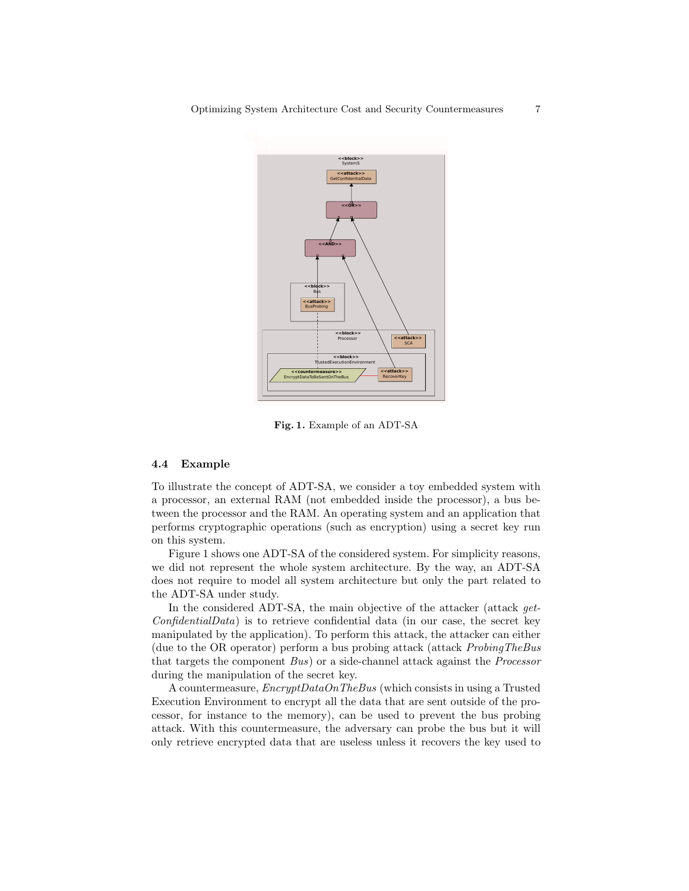Fig. 1. Example of an ADT-SA

### 4.4 Example

To illustrate the concept of ADT-SA, we consider a toy embedded system with a processor, an external RAM (not embedded inside the processor), a bus between the processor and the RAM. An operating system and an application that performs cryptographic operations (such as encryption) using a secret key run on this system.

Figure 1 shows one ADT-SA of the considered system. For simplicity reasons, we did not represent the whole system architecture. By the way, an ADT-SA does not require to model all system architecture but only the part related to the ADT-SA under study.

In the considered ADT-SA, the main objective of the attacker (attack *getConfidentialData*) is to retrieve confidential data (in our case, the secret key manipulated by the application). To perform this attack, the attacker can either (due to the OR operator) perform a bus probing attack (attack *ProbingTheBus* that targets the component *Bus*) or a side-channel attack against the *Processor* during the manipulation of the secret key.

A countermeasure, *EncryptDataOnTheBus* (which consists in using a Trusted Execution Environment to encrypt all the data that are sent outside of the processor, for instance to the memory), can be used to prevent the bus probing attack. With this countermeasure, the adversary can probe the bus but it will only retrieve encrypted data that are useless unless it recovers the key used to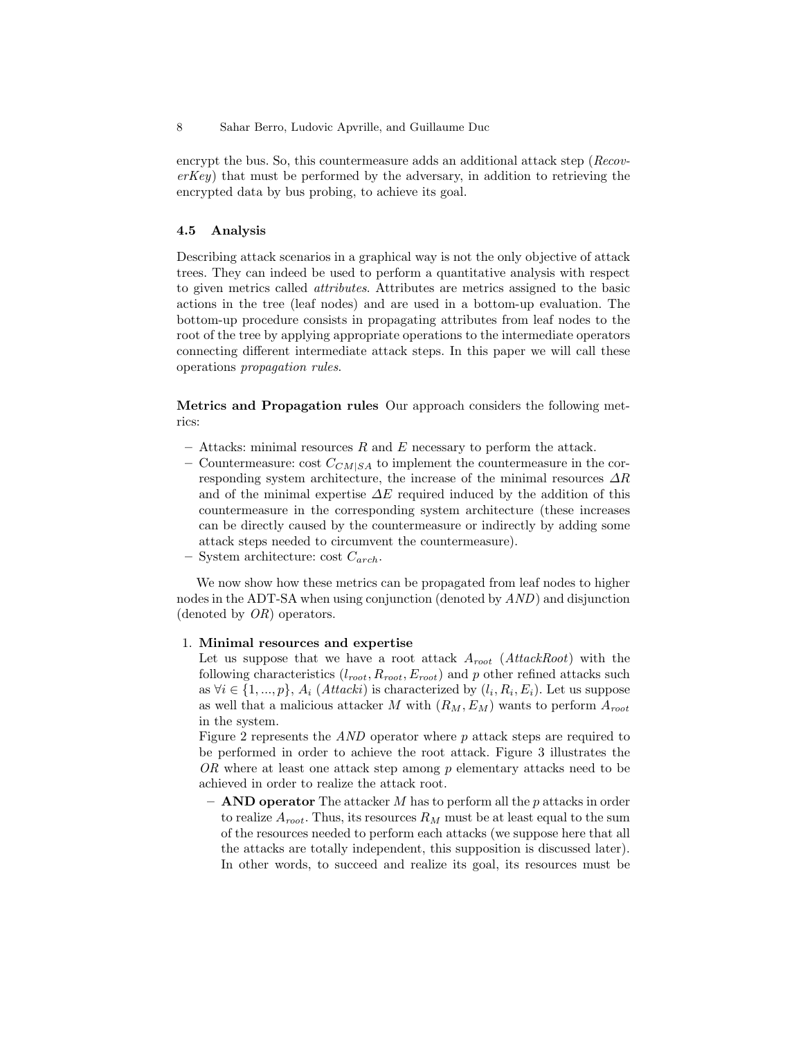encrypt the bus. So, this countermeasure adds an additional attack step (*RecoverKey*) that must be performed by the adversary, in addition to retrieving the encrypted data by bus probing, to achieve its goal.

### 4.5 Analysis

Describing attack scenarios in a graphical way is not the only objective of attack trees. They can indeed be used to perform a quantitative analysis with respect to given metrics called *attributes*. Attributes are metrics assigned to the basic actions in the tree (leaf nodes) and are used in a bottom-up evaluation. The bottom-up procedure consists in propagating attributes from leaf nodes to the root of the tree by applying appropriate operations to the intermediate operators connecting different intermediate attack steps. In this paper we will call these operations *propagation rules*.

**Metrics and Propagation rules** Our approach considers the following metrics:

- Attacks: minimal resources $R$ and $E$ necessary to perform the attack.
- Countermeasure: cost $C_{CM|SA}$ to implement the countermeasure in the corresponding system architecture, the increase of the minimal resources $\Delta R$ and of the minimal expertise $\Delta E$ required induced by the addition of this countermeasure in the corresponding system architecture (these increases can be directly caused by the countermeasure or indirectly by adding some attack steps needed to circumvent the countermeasure).
- System architecture: cost $C_{arch}$.

We now show how these metrics can be propagated from leaf nodes to higher nodes in the ADT-SA when using conjunction (denoted by *AND*) and disjunction (denoted by *OR*) operators.

1. **Minimal resources and expertise**
   Let us suppose that we have a root attack $A_{root}$ (*AttackRoot*) with the following characteristics $(l_{root}, R_{root}, E_{root})$ and $p$ other refined attacks such as $\forall i \in \{1, ..., p\}$, $A_i$ (*Attacki*) is characterized by $(l_i, R_i, E_i)$. Let us suppose as well that a malicious attacker $M$ with $(R_M, E_M)$ wants to perform $A_{root}$ in the system.
   Figure 2 represents the *AND* operator where $p$ attack steps are required to be performed in order to achieve the root attack. Figure 3 illustrates the *OR* where at least one attack step among $p$ elementary attacks need to be achieved in order to realize the attack root.
   - **AND operator** The attacker $M$ has to perform all the $p$ attacks in order to realize $A_{root}$. Thus, its resources $R_M$ must be at least equal to the sum of the resources needed to perform each attacks (we suppose here that all the attacks are totally independent, this supposition is discussed later). In other words, to succeed and realize its goal, its resources must be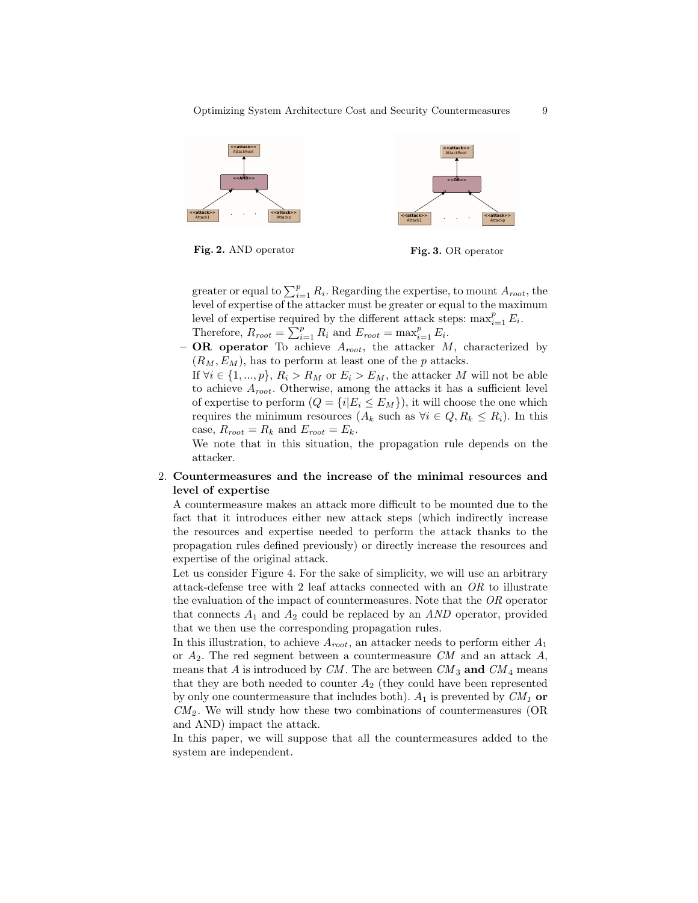Fig. 2. AND operator

Fig. 3. OR operator

greater or equal to $\sum_{i=1}^{p} R_i$. Regarding the expertise, to mount $A_{root}$, the level of expertise of the attacker must be greater or equal to the maximum level of expertise required by the different attack steps: $\max_{i=1}^{p} E_i$. Therefore, $R_{root} = \sum_{i=1}^{p} R_i$ and $E_{root} = \max_{i=1}^{p} E_i$.

- **OR operator** To achieve $A_{root}$, the attacker $M$, characterized by $(R_M, E_M)$, has to perform at least one of the $p$ attacks.
  If $\forall i \in \{1, ..., p\}$, $R_i > R_M$ or $E_i > E_M$, the attacker $M$ will not be able to achieve $A_{root}$. Otherwise, among the attacks it has a sufficient level of expertise to perform ($Q = \{i | E_i \leq E_M\}$), it will choose the one which requires the minimum resources ($A_k$ such as $\forall i \in Q, R_k \leq R_i$). In this case, $R_{root} = R_k$ and $E_{root} = E_k$.
  We note that in this situation, the propagation rule depends on the attacker.

2. **Countermeasures and the increase of the minimal resources and level of expertise**
   A countermeasure makes an attack more difficult to be mounted due to the fact that it introduces either new attack steps (which indirectly increase the resources and expertise needed to perform the attack thanks to the propagation rules defined previously) or directly increase the resources and expertise of the original attack.
   Let us consider Figure 4. For the sake of simplicity, we will use an arbitrary attack-defense tree with 2 leaf attacks connected with an *OR* to illustrate the evaluation of the impact of countermeasures. Note that the *OR* operator that connects $A_1$ and $A_2$ could be replaced by an *AND* operator, provided that we then use the corresponding propagation rules.
   In this illustration, to achieve $A_{root}$, an attacker needs to perform either $A_1$ or $A_2$. The red segment between a countermeasure $CM$ and an attack $A$, means that $A$ is introduced by $CM$. The arc between $CM_3$ **and** $CM_4$ means that they are both needed to counter $A_2$ (they could have been represented by only one countermeasure that includes both). $A_1$ is prevented by $CM_1$ **or** $CM_2$. We will study how these two combinations of countermeasures (OR and AND) impact the attack.
   In this paper, we will suppose that all the countermeasures added to the system are independent.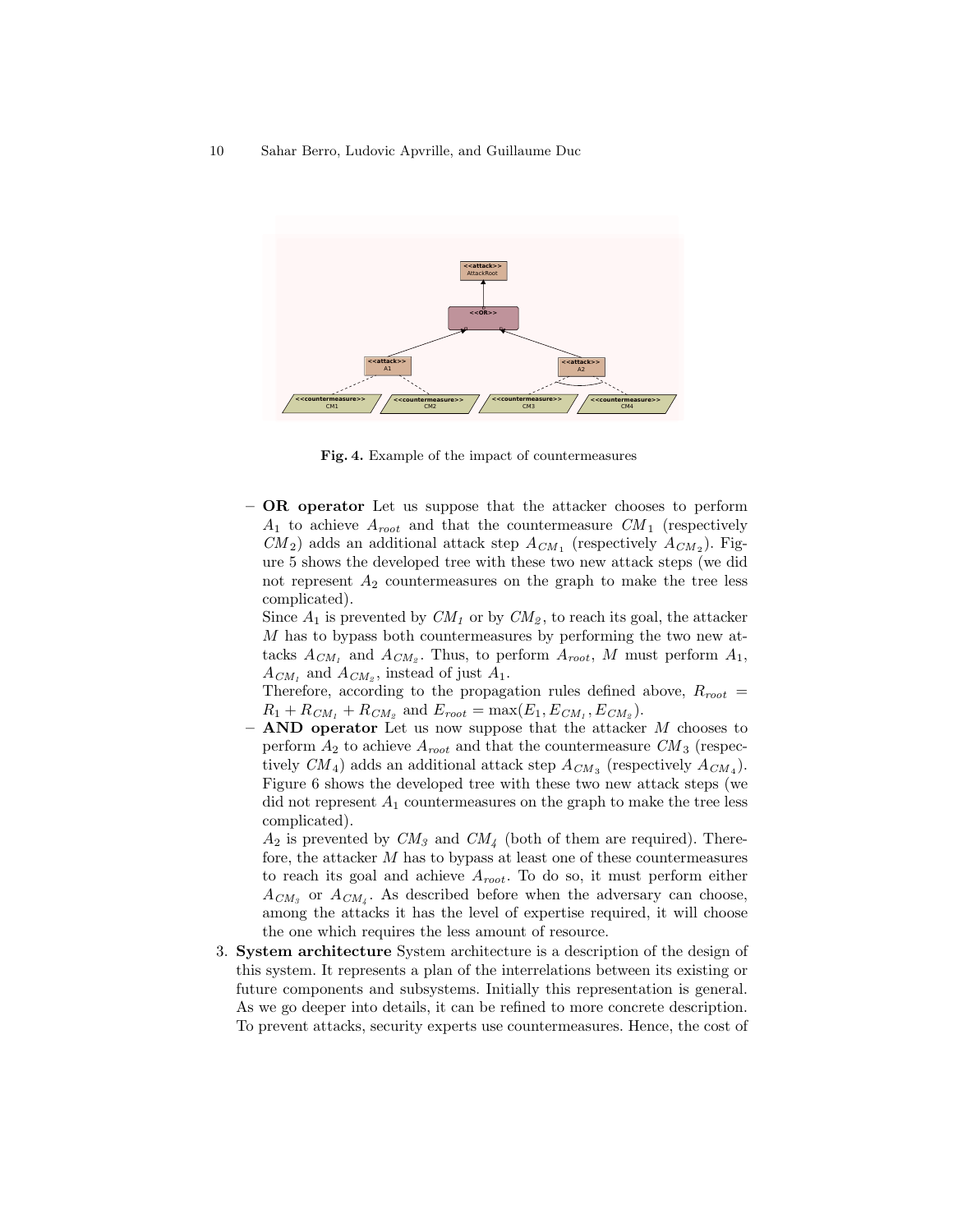**Fig. 4.** Example of the impact of countermeasures

- **OR operator** Let us suppose that the attacker chooses to perform $A_1$ to achieve $A_{root}$ and that the countermeasure $CM_1$ (respectively $CM_2$) adds an additional attack step $A_{CM_1}$ (respectively $A_{CM_2}$). Figure 5 shows the developed tree with these two new attack steps (we did not represent $A_2$ countermeasures on the graph to make the tree less complicated).

  Since $A_1$ is prevented by $CM_1$ or by $CM_2$, to reach its goal, the attacker $M$ has to bypass both countermeasures by performing the two new attacks $A_{CM_1}$ and $A_{CM_2}$. Thus, to perform $A_{root}$, $M$ must perform $A_1$, $A_{CM_1}$ and $A_{CM_2}$, instead of just $A_1$.

  Therefore, according to the propagation rules defined above, $R_{root} = R_1 + R_{CM_1} + R_{CM_2}$ and $E_{root} = \max(E_1, E_{CM_1}, E_{CM_2})$.
- **AND operator** Let us now suppose that the attacker $M$ chooses to perform $A_2$ to achieve $A_{root}$ and that the countermeasure $CM_3$ (respectively $CM_4$) adds an additional attack step $A_{CM_3}$ (respectively $A_{CM_4}$). Figure 6 shows the developed tree with these two new attack steps (we did not represent $A_1$ countermeasures on the graph to make the tree less complicated).

  $A_2$ is prevented by $CM_3$ and $CM_4$ (both of them are required). Therefore, the attacker $M$ has to bypass at least one of these countermeasures to reach its goal and achieve $A_{root}$. To do so, it must perform either $A_{CM_3}$ or $A_{CM_4}$. As described before when the adversary can choose, among the attacks it has the level of expertise required, it will choose the one which requires the less amount of resource.

3. **System architecture** System architecture is a description of the design of this system. It represents a plan of the interrelations between its existing or future components and subsystems. Initially this representation is general. As we go deeper into details, it can be refined to more concrete description. To prevent attacks, security experts use countermeasures. Hence, the cost of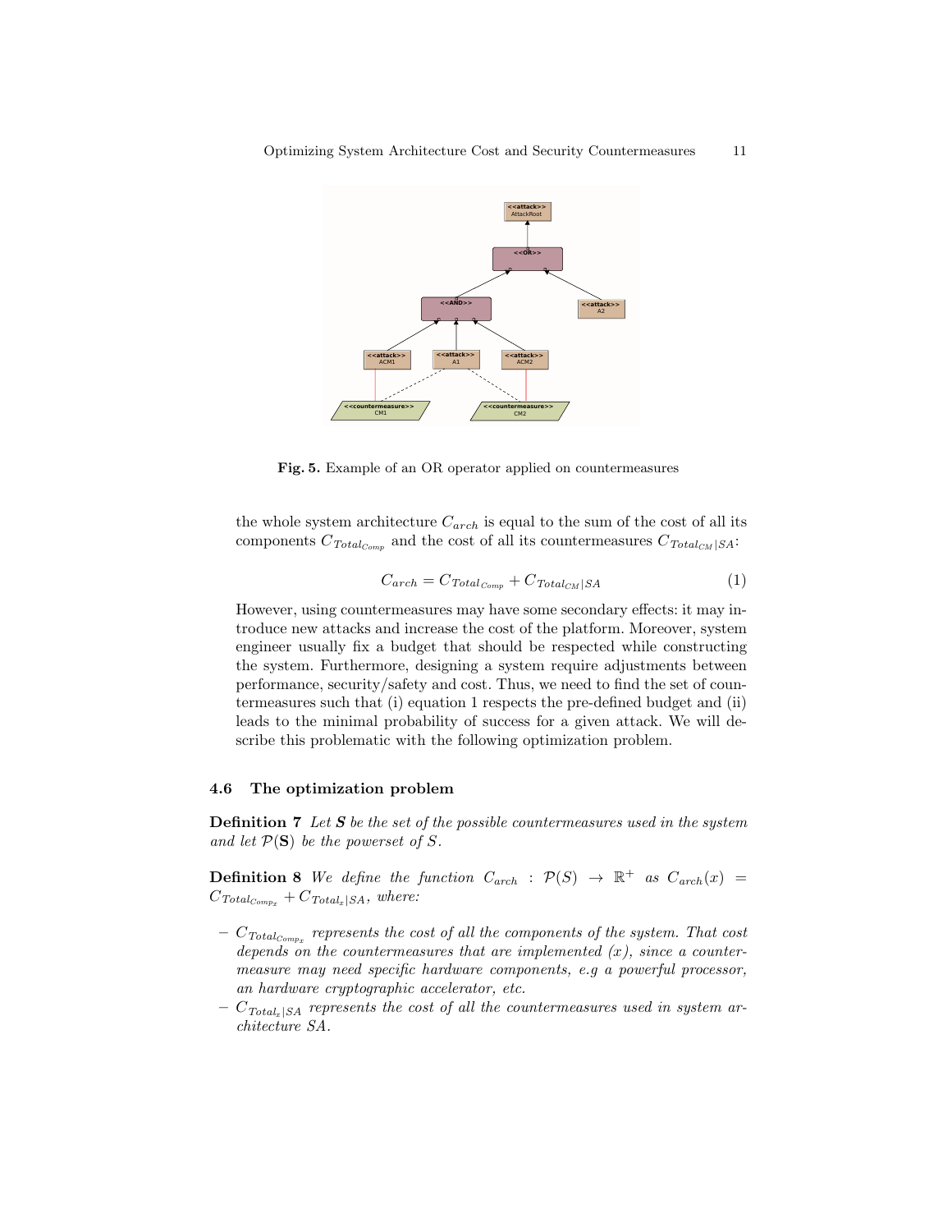Fig. 5. Example of an OR operator applied on countermeasures

the whole system architecture $C_{arch}$ is equal to the sum of the cost of all its components $C_{Total_{Comp}}$ and the cost of all its countermeasures $C_{Total_{CM}|SA}$:

$$C_{arch} = C_{Total_{Comp}} + C_{Total_{CM}|SA} \tag{1}$$

However, using countermeasures may have some secondary effects: it may introduce new attacks and increase the cost of the platform. Moreover, system engineer usually fix a budget that should be respected while constructing the system. Furthermore, designing a system require adjustments between performance, security/safety and cost. Thus, we need to find the set of countermeasures such that (i) equation 1 respects the pre-defined budget and (ii) leads to the minimal probability of success for a given attack. We will describe this problematic with the following optimization problem.

### 4.6 The optimization problem

**Definition 7** *Let **S** be the set of the possible countermeasures used in the system and let $\mathcal{P}(\mathbf{S})$ be the powerset of $S$.*

**Definition 8** *We define the function $C_{arch} : \mathcal{P}(S) \rightarrow \mathbb{R}^+$ as $C_{arch}(x) = C_{Total_{Comp_x}} + C_{Total_x|SA}$, where:*

- *$C_{Total_{Comp_x}}$ represents the cost of all the components of the system. That cost depends on the countermeasures that are implemented ($x$), since a countermeasure may need specific hardware components, e.g a powerful processor, an hardware cryptographic accelerator, etc.*
- *$C_{Total_x|SA}$ represents the cost of all the countermeasures used in system architecture SA.*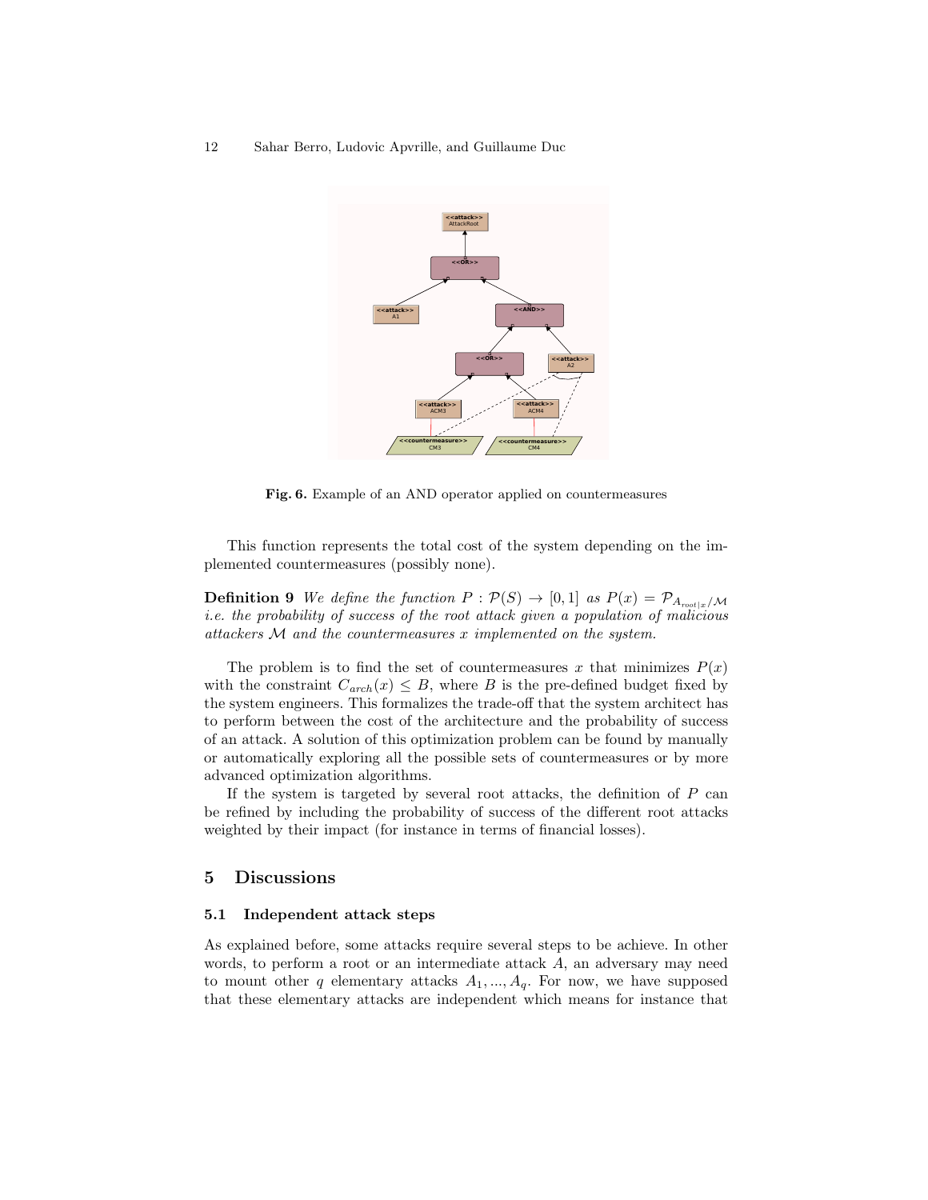**Fig. 6.** Example of an AND operator applied on countermeasures

This function represents the total cost of the system depending on the implemented countermeasures (possibly none).

**Definition 9** *We define the function $P : \mathcal{P}(S) \rightarrow [0,1]$ as $P(x) = \mathcal{P}_{A_{root|x}/\mathcal{M}}$ i.e. the probability of success of the root attack given a population of malicious attackers $\mathcal{M}$ and the countermeasures $x$ implemented on the system.*

The problem is to find the set of countermeasures $x$ that minimizes $P(x)$ with the constraint $C_{arch}(x) \leq B$, where $B$ is the pre-defined budget fixed by the system engineers. This formalizes the trade-off that the system architect has to perform between the cost of the architecture and the probability of success of an attack. A solution of this optimization problem can be found by manually or automatically exploring all the possible sets of countermeasures or by more advanced optimization algorithms.

If the system is targeted by several root attacks, the definition of $P$ can be refined by including the probability of success of the different root attacks weighted by their impact (for instance in terms of financial losses).

## 5 Discussions

### 5.1 Independent attack steps

As explained before, some attacks require several steps to be achieve. In other words, to perform a root or an intermediate attack $A$, an adversary may need to mount other $q$ elementary attacks $A_1, ..., A_q$. For now, we have supposed that these elementary attacks are independent which means for instance that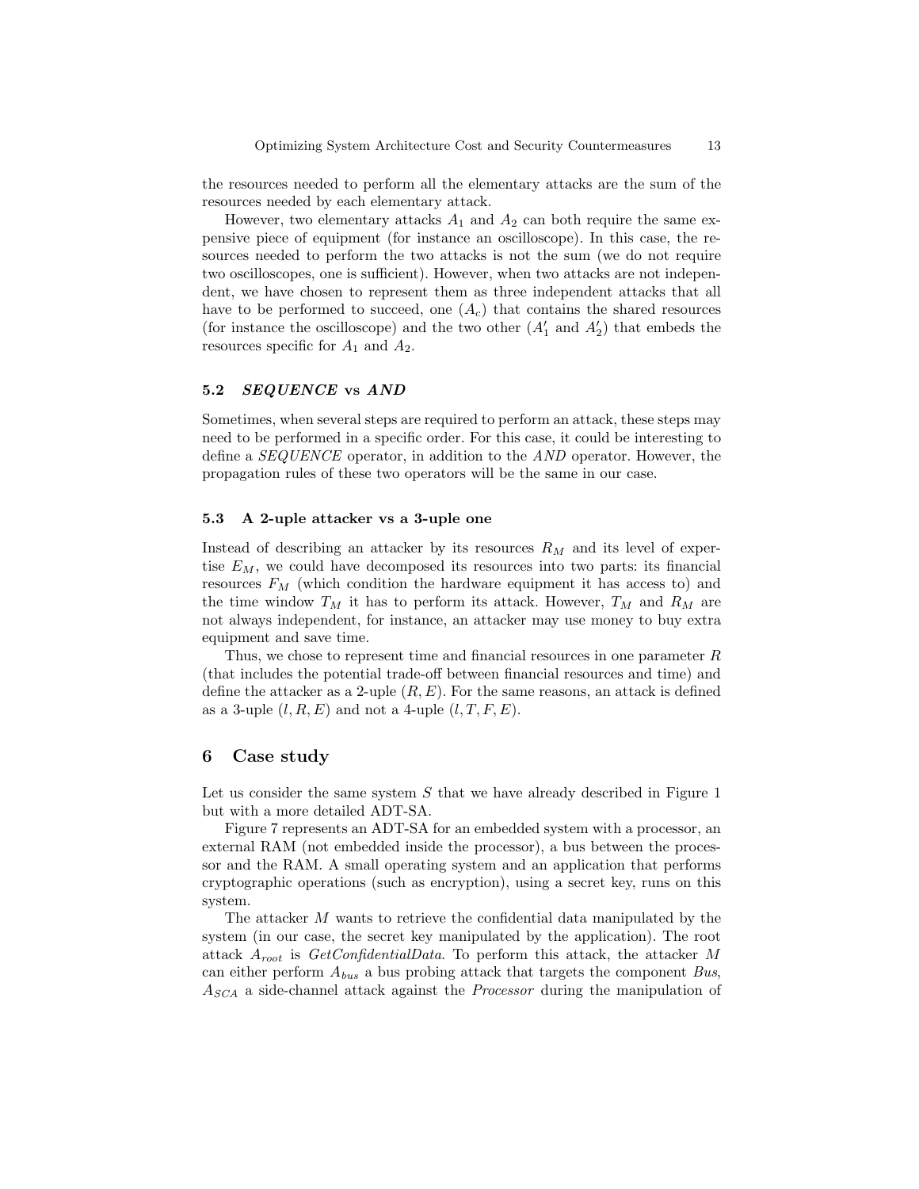the resources needed to perform all the elementary attacks are the sum of the resources needed by each elementary attack.

However, two elementary attacks $A_1$ and $A_2$ can both require the same expensive piece of equipment (for instance an oscilloscope). In this case, the resources needed to perform the two attacks is not the sum (we do not require two oscilloscopes, one is sufficient). However, when two attacks are not independent, we have chosen to represent them as three independent attacks that all have to be performed to succeed, one ($A_c$) that contains the shared resources (for instance the oscilloscope) and the two other ($A_1'$ and $A_2'$) that embeds the resources specific for $A_1$ and $A_2$.

### 5.2 *SEQUENCE* vs *AND*

Sometimes, when several steps are required to perform an attack, these steps may need to be performed in a specific order. For this case, it could be interesting to define a *SEQUENCE* operator, in addition to the *AND* operator. However, the propagation rules of these two operators will be the same in our case.

### 5.3 A 2-uple attacker vs a 3-uple one

Instead of describing an attacker by its resources $R_M$ and its level of expertise $E_M$, we could have decomposed its resources into two parts: its financial resources $F_M$ (which condition the hardware equipment it has access to) and the time window $T_M$ it has to perform its attack. However, $T_M$ and $R_M$ are not always independent, for instance, an attacker may use money to buy extra equipment and save time.

Thus, we chose to represent time and financial resources in one parameter $R$ (that includes the potential trade-off between financial resources and time) and define the attacker as a 2-uple $(R, E)$. For the same reasons, an attack is defined as a 3-uple $(l, R, E)$ and not a 4-uple $(l, T, F, E)$.

## 6 Case study

Let us consider the same system $S$ that we have already described in Figure 1 but with a more detailed ADT-SA.

Figure 7 represents an ADT-SA for an embedded system with a processor, an external RAM (not embedded inside the processor), a bus between the processor and the RAM. A small operating system and an application that performs cryptographic operations (such as encryption), using a secret key, runs on this system.

The attacker $M$ wants to retrieve the confidential data manipulated by the system (in our case, the secret key manipulated by the application). The root attack $A_{root}$ is *GetConfidentialData*. To perform this attack, the attacker $M$ can either perform $A_{bus}$ a bus probing attack that targets the component *Bus*, $A_{SCA}$ a side-channel attack against the *Processor* during the manipulation of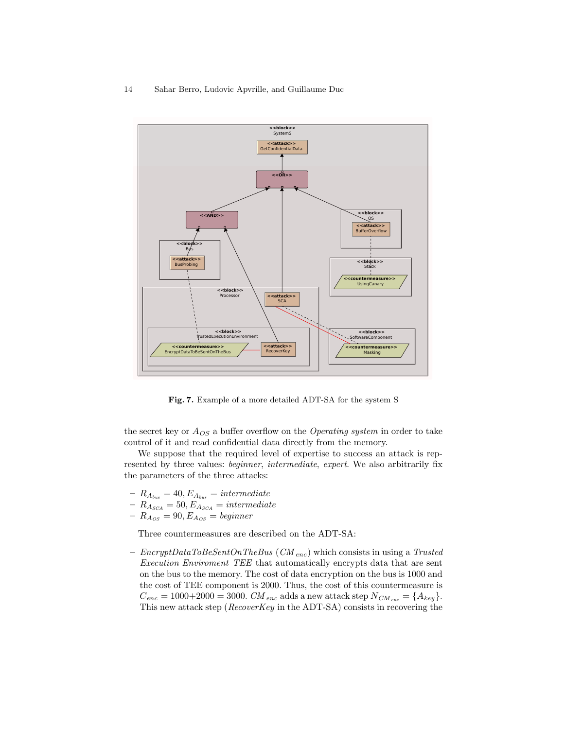Fig. 7. Example of a more detailed ADT-SA for the system S

the secret key or $A_{OS}$ a buffer overflow on the *Operating system* in order to take control of it and read confidential data directly from the memory.

We suppose that the required level of expertise to success an attack is represented by three values: *beginner*, *intermediate*, *expert*. We also arbitrarily fix the parameters of the three attacks:

- $R_{A_{bus}} = 40, E_{A_{bus}} = intermediate$
- $R_{A_{SCA}} = 50, E_{A_{SCA}} = intermediate$
- $R_{A_{OS}} = 90, E_{A_{OS}} = beginner$

Three countermeasures are described on the ADT-SA:

- *EncryptDataToBeSentOnTheBus* ($CM_{enc}$) which consists in using a *Trusted Execution Enviroment TEE* that automatically encrypts data that are sent on the bus to the memory. The cost of data encryption on the bus is 1000 and the cost of TEE component is 2000. Thus, the cost of this countermeasure is $C_{enc} = 1000{+}2000 = 3000$. $CM_{enc}$ adds a new attack step $N_{CM_{enc}} = \{A_{key}\}$. This new attack step (*RecoverKey* in the ADT-SA) consists in recovering the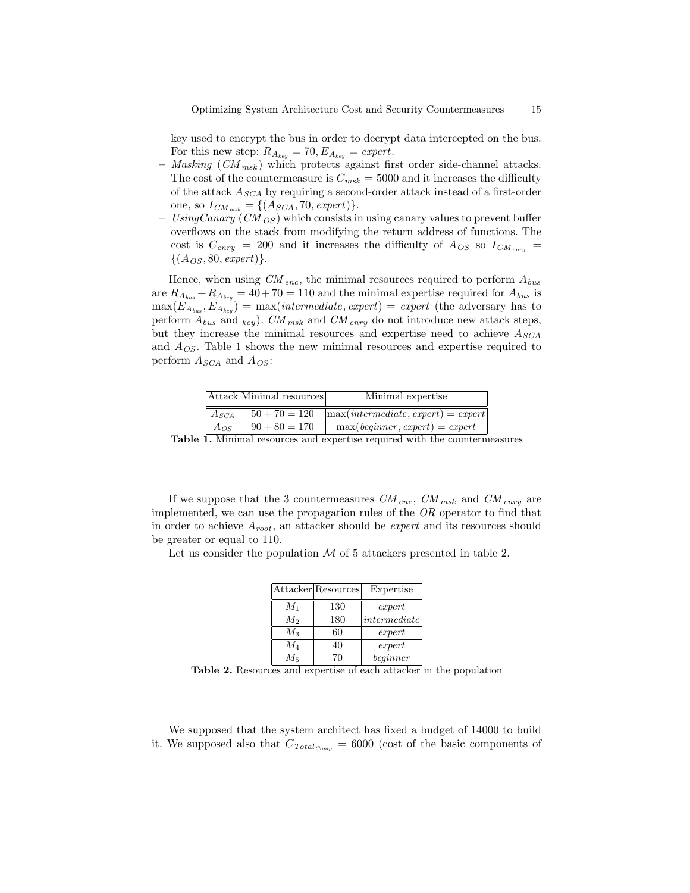key used to encrypt the bus in order to decrypt data intercepted on the bus. For this new step: $R_{A_{key}} = 70, E_{A_{key}} = expert$.

- *Masking* ($CM_{msk}$) which protects against first order side-channel attacks. The cost of the countermeasure is $C_{msk} = 5000$ and it increases the difficulty of the attack $A_{SCA}$ by requiring a second-order attack instead of a first-order one, so $I_{CM_{msk}} = \{(A_{SCA}, 70, expert)\}$.
- *UsingCanary* ($CM_{OS}$) which consists in using canary values to prevent buffer overflows on the stack from modifying the return address of functions. The cost is $C_{cnry} = 200$ and it increases the difficulty of $A_{OS}$ so $I_{CM_{cnry}} = \{(A_{OS}, 80, expert)\}$.

Hence, when using $CM_{enc}$, the minimal resources required to perform $A_{bus}$ are $R_{A_{bus}} + R_{A_{key}} = 40 + 70 = 110$ and the minimal expertise required for $A_{bus}$ is $\max(E_{A_{bus}}, E_{A_{key}}) = \max(intermediate, expert) = expert$ (the adversary has to perform $A_{bus}$ and $_{key}$). $CM_{msk}$ and $CM_{cnry}$ do not introduce new attack steps, but they increase the minimal resources and expertise need to achieve $A_{SCA}$ and $A_{OS}$. Table 1 shows the new minimal resources and expertise required to perform $A_{SCA}$ and $A_{OS}$:

| Attack | Minimal resources | Minimal expertise |
|---|---|---|
| $A_{SCA}$ | $50 + 70 = 120$ | $\max(intermediate, expert) = expert$ |
| $A_{OS}$ | $90 + 80 = 170$ | $\max(beginner, expert) = expert$ |

**Table 1.** Minimal resources and expertise required with the countermeasures

If we suppose that the 3 countermeasures $CM_{enc}$, $CM_{msk}$ and $CM_{cnry}$ are implemented, we can use the propagation rules of the *OR* operator to find that in order to achieve $A_{root}$, an attacker should be *expert* and its resources should be greater or equal to 110.

Let us consider the population $\mathcal{M}$ of 5 attackers presented in table 2.

| Attacker | Resources | Expertise |
|---|---|---|
| $M_1$ | 130 | *expert* |
| $M_2$ | 180 | *intermediate* |
| $M_3$ | 60 | *expert* |
| $M_4$ | 40 | *expert* |
| $M_5$ | 70 | *beginner* |

**Table 2.** Resources and expertise of each attacker in the population

We supposed that the system architect has fixed a budget of 14000 to build it. We supposed also that $C_{Total_{Comp}} = 6000$ (cost of the basic components of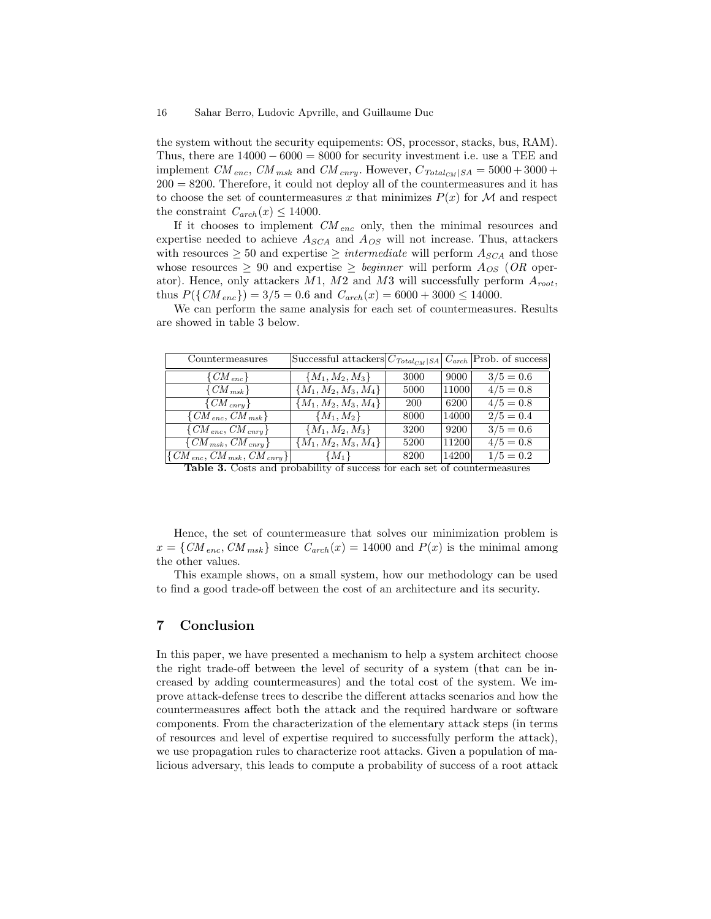the system without the security equipements: OS, processor, stacks, bus, RAM). Thus, there are $14000 - 6000 = 8000$ for security investment i.e. use a TEE and implement $CM_{enc}$, $CM_{msk}$ and $CM_{cnry}$. However, $C_{Total_{CM}|SA} = 5000 + 3000 + 200 = 8200$. Therefore, it could not deploy all of the countermeasures and it has to choose the set of countermeasures $x$ that minimizes $P(x)$ for $\mathcal{M}$ and respect the constraint $C_{arch}(x) \leq 14000$.

If it chooses to implement $CM_{enc}$ only, then the minimal resources and expertise needed to achieve $A_{SCA}$ and $A_{OS}$ will not increase. Thus, attackers with resources $\geq 50$ and expertise $\geq$ *intermediate* will perform $A_{SCA}$ and those whose resources $\geq 90$ and expertise $\geq$ *beginner* will perform $A_{OS}$ (*OR* operator). Hence, only attackers $M1$, $M2$ and $M3$ will successfully perform $A_{root}$, thus $P(\{CM_{enc}\}) = 3/5 = 0.6$ and $C_{arch}(x) = 6000 + 3000 \leq 14000$.

We can perform the same analysis for each set of countermeasures. Results are showed in table 3 below.

| Countermeasures | Successful attackers | $C_{Total_{CM}\|SA}$ | $C_{arch}$ | Prob. of success |
|---|---|---|---|---|
| $\{CM_{enc}\}$ | $\{M_1, M_2, M_3\}$ | 3000 | 9000 | $3/5 = 0.6$ |
| $\{CM_{msk}\}$ | $\{M_1, M_2, M_3, M_4\}$ | 5000 | 11000 | $4/5 = 0.8$ |
| $\{CM_{cnry}\}$ | $\{M_1, M_2, M_3, M_4\}$ | 200 | 6200 | $4/5 = 0.8$ |
| $\{CM_{enc}, CM_{msk}\}$ | $\{M_1, M_2\}$ | 8000 | 14000 | $2/5 = 0.4$ |
| $\{CM_{enc}, CM_{cnry}\}$ | $\{M_1, M_2, M_3\}$ | 3200 | 9200 | $3/5 = 0.6$ |
| $\{CM_{msk}, CM_{cnry}\}$ | $\{M_1, M_2, M_3, M_4\}$ | 5200 | 11200 | $4/5 = 0.8$ |
| $\{CM_{enc}, CM_{msk}, CM_{cnry}\}$ | $\{M_1\}$ | 8200 | 14200 | $1/5 = 0.2$ |

**Table 3.** Costs and probability of success for each set of countermeasures

Hence, the set of countermeasure that solves our minimization problem is $x = \{CM_{enc}, CM_{msk}\}$ since $C_{arch}(x) = 14000$ and $P(x)$ is the minimal among the other values.

This example shows, on a small system, how our methodology can be used to find a good trade-off between the cost of an architecture and its security.

## 7 Conclusion

In this paper, we have presented a mechanism to help a system architect choose the right trade-off between the level of security of a system (that can be increased by adding countermeasures) and the total cost of the system. We improve attack-defense trees to describe the different attacks scenarios and how the countermeasures affect both the attack and the required hardware or software components. From the characterization of the elementary attack steps (in terms of resources and level of expertise required to successfully perform the attack), we use propagation rules to characterize root attacks. Given a population of malicious adversary, this leads to compute a probability of success of a root attack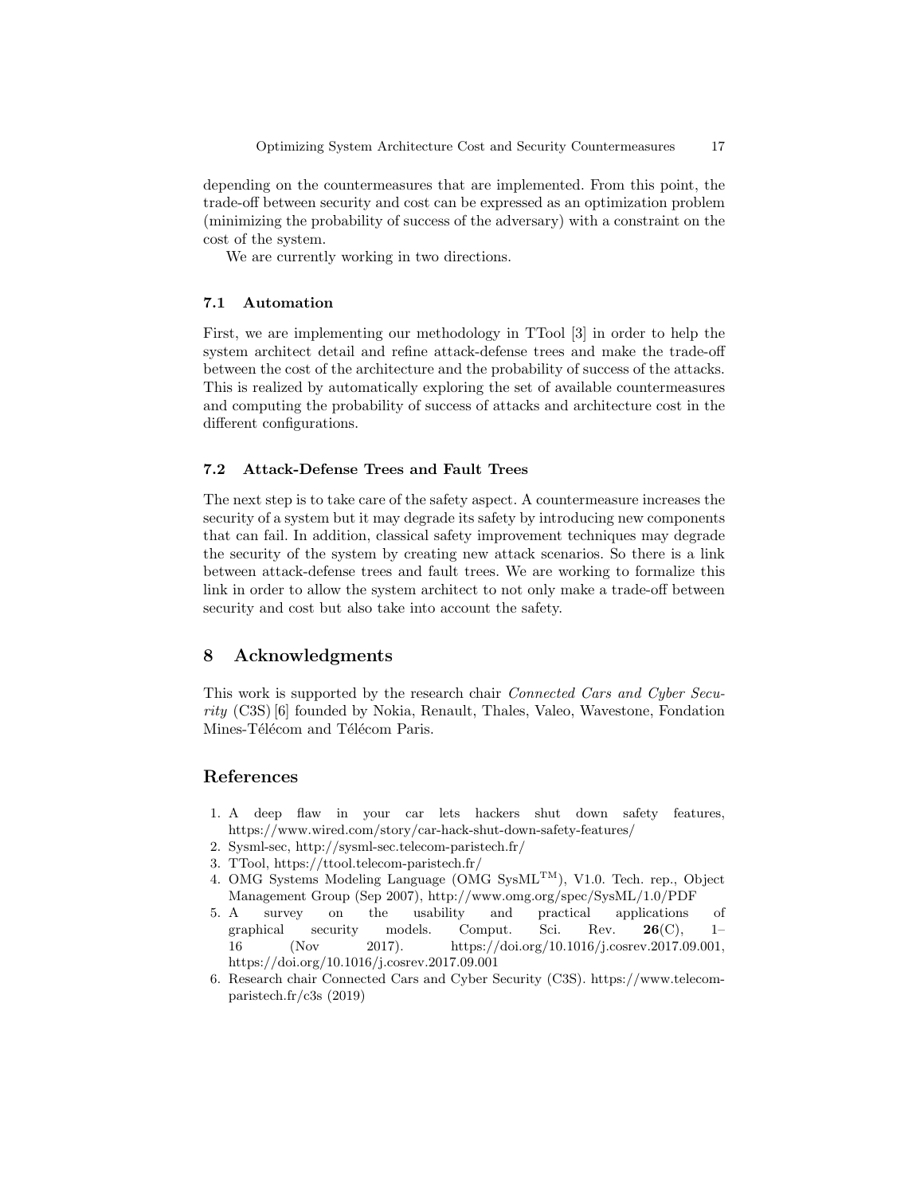depending on the countermeasures that are implemented. From this point, the trade-off between security and cost can be expressed as an optimization problem (minimizing the probability of success of the adversary) with a constraint on the cost of the system.

We are currently working in two directions.

### 7.1 Automation

First, we are implementing our methodology in TTool [3] in order to help the system architect detail and refine attack-defense trees and make the trade-off between the cost of the architecture and the probability of success of the attacks. This is realized by automatically exploring the set of available countermeasures and computing the probability of success of attacks and architecture cost in the different configurations.

### 7.2 Attack-Defense Trees and Fault Trees

The next step is to take care of the safety aspect. A countermeasure increases the security of a system but it may degrade its safety by introducing new components that can fail. In addition, classical safety improvement techniques may degrade the security of the system by creating new attack scenarios. So there is a link between attack-defense trees and fault trees. We are working to formalize this link in order to allow the system architect to not only make a trade-off between security and cost but also take into account the safety.

## 8 Acknowledgments

This work is supported by the research chair *Connected Cars and Cyber Security* (C3S) [6] founded by Nokia, Renault, Thales, Valeo, Wavestone, Fondation Mines-Télécom and Télécom Paris.

## References

1. A deep flaw in your car lets hackers shut down safety features, https://www.wired.com/story/car-hack-shut-down-safety-features/
2. Sysml-sec, http://sysml-sec.telecom-paristech.fr/
3. TTool, https://ttool.telecom-paristech.fr/
4. OMG Systems Modeling Language (OMG SysML™), V1.0. Tech. rep., Object Management Group (Sep 2007), http://www.omg.org/spec/SysML/1.0/PDF
5. A survey on the usability and practical applications of graphical security models. Comput. Sci. Rev. **26**(C), 1–16 (Nov 2017). https://doi.org/10.1016/j.cosrev.2017.09.001, https://doi.org/10.1016/j.cosrev.2017.09.001
6. Research chair Connected Cars and Cyber Security (C3S). https://www.telecom-paristech.fr/c3s (2019)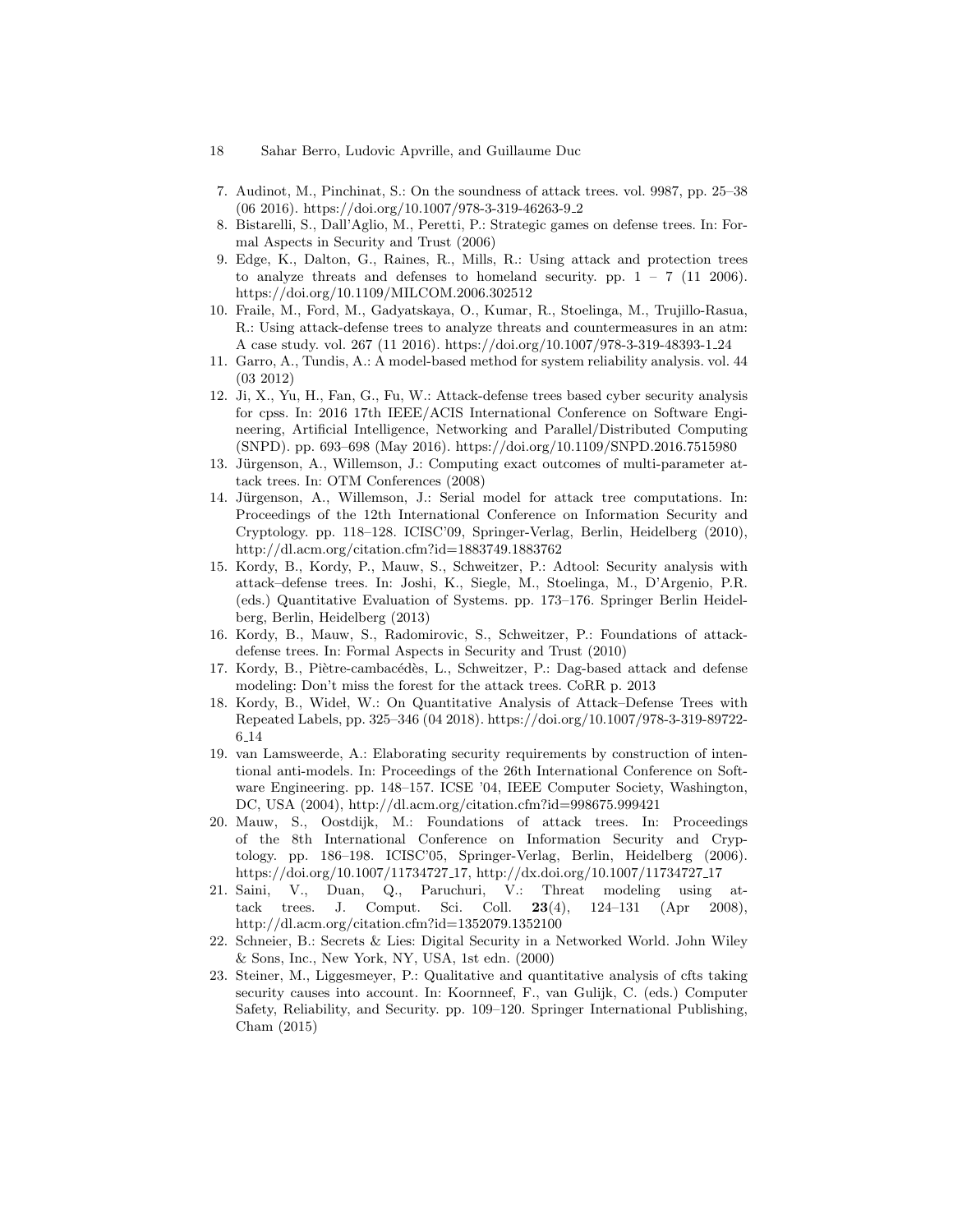7. Audinot, M., Pinchinat, S.: On the soundness of attack trees. vol. 9987, pp. 25–38 (06 2016). https://doi.org/10.1007/978-3-319-46263-9_2
8. Bistarelli, S., Dall'Aglio, M., Peretti, P.: Strategic games on defense trees. In: Formal Aspects in Security and Trust (2006)
9. Edge, K., Dalton, G., Raines, R., Mills, R.: Using attack and protection trees to analyze threats and defenses to homeland security. pp. 1 – 7 (11 2006). https://doi.org/10.1109/MILCOM.2006.302512
10. Fraile, M., Ford, M., Gadyatskaya, O., Kumar, R., Stoelinga, M., Trujillo-Rasua, R.: Using attack-defense trees to analyze threats and countermeasures in an atm: A case study. vol. 267 (11 2016). https://doi.org/10.1007/978-3-319-48393-1_24
11. Garro, A., Tundis, A.: A model-based method for system reliability analysis. vol. 44 (03 2012)
12. Ji, X., Yu, H., Fan, G., Fu, W.: Attack-defense trees based cyber security analysis for cpss. In: 2016 17th IEEE/ACIS International Conference on Software Engineering, Artificial Intelligence, Networking and Parallel/Distributed Computing (SNPD). pp. 693–698 (May 2016). https://doi.org/10.1109/SNPD.2016.7515980
13. Jürgenson, A., Willemson, J.: Computing exact outcomes of multi-parameter attack trees. In: OTM Conferences (2008)
14. Jürgenson, A., Willemson, J.: Serial model for attack tree computations. In: Proceedings of the 12th International Conference on Information Security and Cryptology. pp. 118–128. ICISC'09, Springer-Verlag, Berlin, Heidelberg (2010), http://dl.acm.org/citation.cfm?id=1883749.1883762
15. Kordy, B., Kordy, P., Mauw, S., Schweitzer, P.: Adtool: Security analysis with attack–defense trees. In: Joshi, K., Siegle, M., Stoelinga, M., D'Argenio, P.R. (eds.) Quantitative Evaluation of Systems. pp. 173–176. Springer Berlin Heidelberg, Berlin, Heidelberg (2013)
16. Kordy, B., Mauw, S., Radomirovic, S., Schweitzer, P.: Foundations of attack-defense trees. In: Formal Aspects in Security and Trust (2010)
17. Kordy, B., Piètre-cambacédès, L., Schweitzer, P.: Dag-based attack and defense modeling: Don't miss the forest for the attack trees. CoRR p. 2013
18. Kordy, B., Wideł, W.: On Quantitative Analysis of Attack–Defense Trees with Repeated Labels, pp. 325–346 (04 2018). https://doi.org/10.1007/978-3-319-89722-6_14
19. van Lamsweerde, A.: Elaborating security requirements by construction of intentional anti-models. In: Proceedings of the 26th International Conference on Software Engineering. pp. 148–157. ICSE '04, IEEE Computer Society, Washington, DC, USA (2004), http://dl.acm.org/citation.cfm?id=998675.999421
20. Mauw, S., Oostdijk, M.: Foundations of attack trees. In: Proceedings of the 8th International Conference on Information Security and Cryptology. pp. 186–198. ICISC'05, Springer-Verlag, Berlin, Heidelberg (2006). https://doi.org/10.1007/11734727_17, http://dx.doi.org/10.1007/11734727_17
21. Saini, V., Duan, Q., Paruchuri, V.: Threat modeling using attack trees. J. Comput. Sci. Coll. **23**(4), 124–131 (Apr 2008), http://dl.acm.org/citation.cfm?id=1352079.1352100
22. Schneier, B.: Secrets & Lies: Digital Security in a Networked World. John Wiley & Sons, Inc., New York, NY, USA, 1st edn. (2000)
23. Steiner, M., Liggesmeyer, P.: Qualitative and quantitative analysis of cfts taking security causes into account. In: Koornneef, F., van Gulijk, C. (eds.) Computer Safety, Reliability, and Security. pp. 109–120. Springer International Publishing, Cham (2015)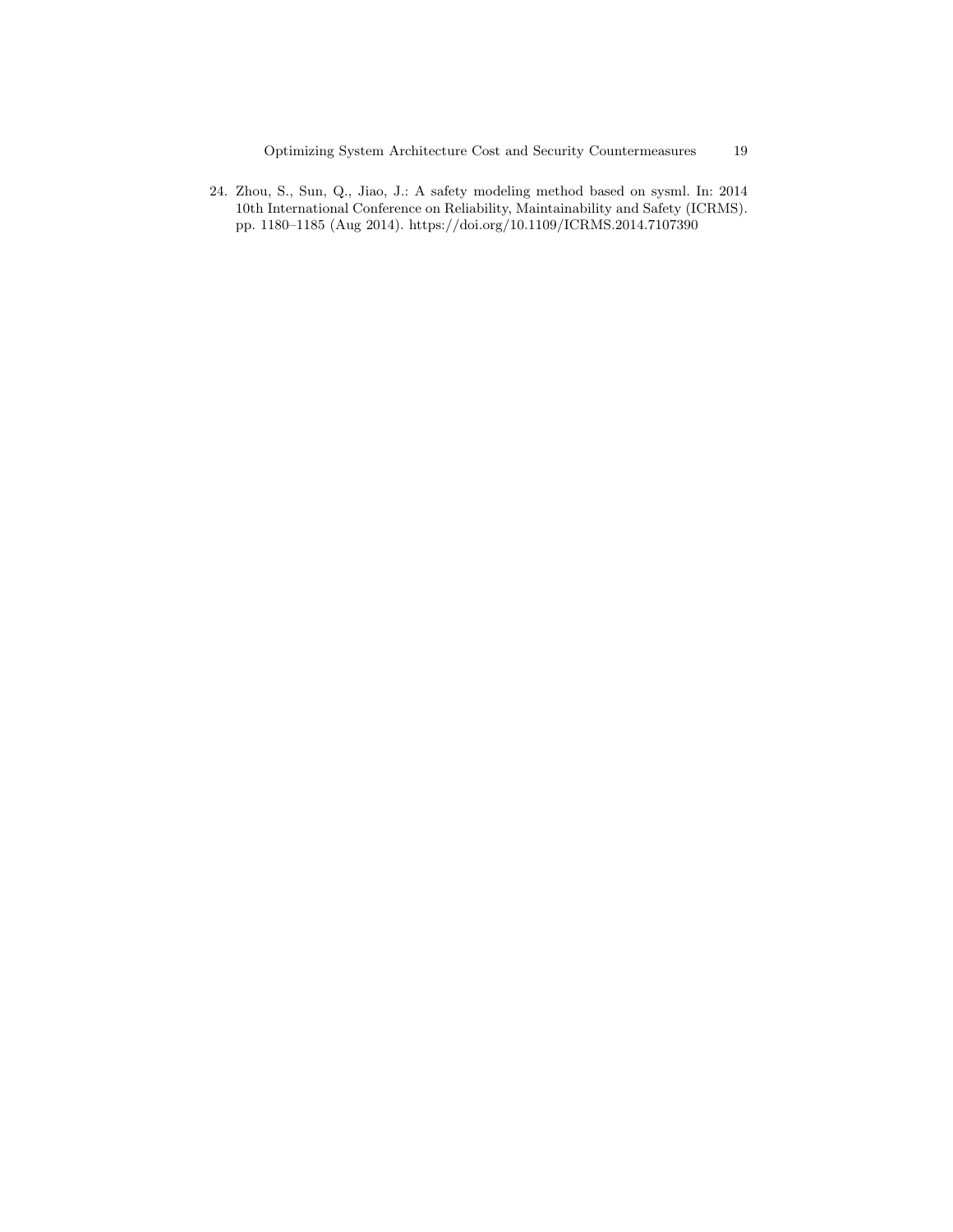24. Zhou, S., Sun, Q., Jiao, J.: A safety modeling method based on sysml. In: 2014 10th International Conference on Reliability, Maintainability and Safety (ICRMS). pp. 1180–1185 (Aug 2014). https://doi.org/10.1109/ICRMS.2014.7107390